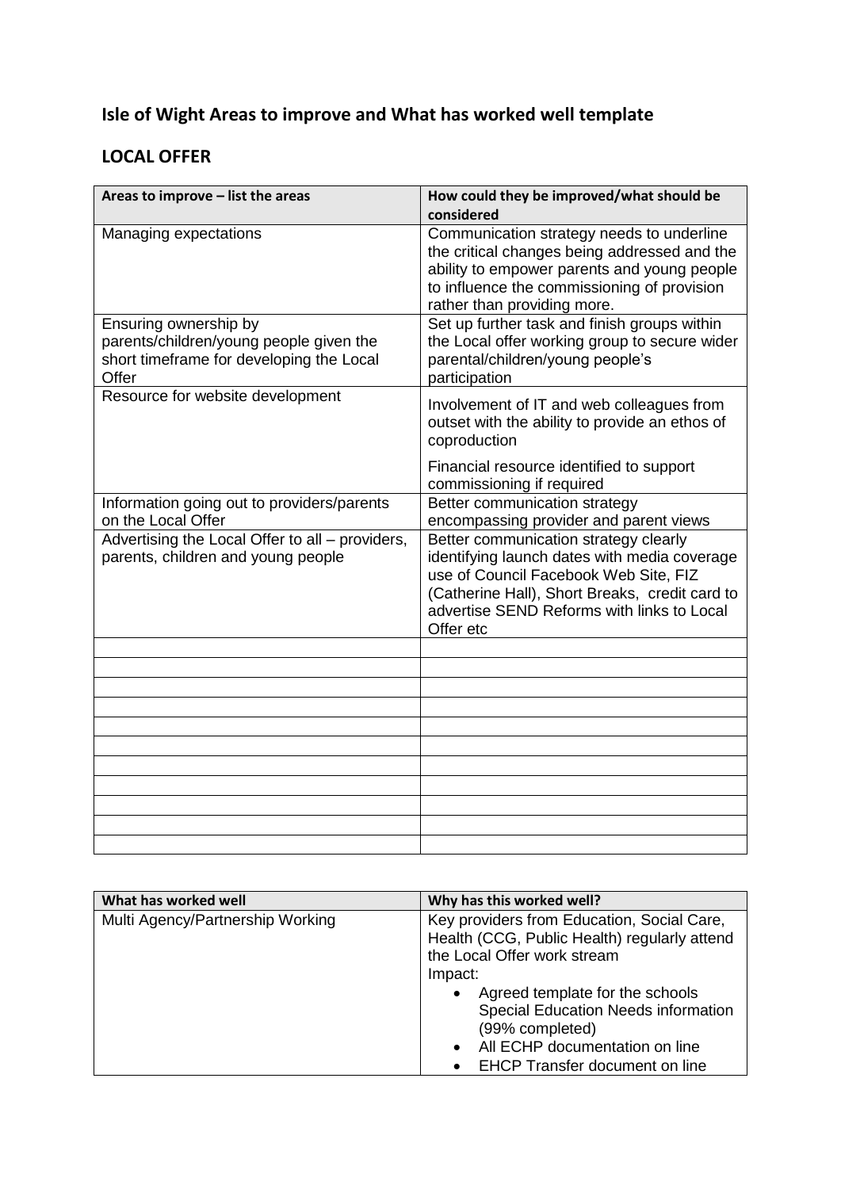# Isle of Wight Areas to improve and What has worked well template

## LOCAL OFFER

| Areas to improve – list the areas | How could they be improved/what should be considered |
| --- | --- |
| Managing expectations | Communication strategy needs to underline the critical changes being addressed and the ability to empower parents and young people to influence the commissioning of provision rather than providing more. |
| Ensuring ownership by parents/children/young people given the short timeframe for developing the Local Offer | Set up further task and finish groups within the Local offer working group to secure wider parental/children/young people's participation |
| Resource for website development | Involvement of IT and web colleagues from outset with the ability to provide an ethos of coproduction<br><br>Financial resource identified to support commissioning if required |
| Information going out to providers/parents on the Local Offer | Better communication strategy encompassing provider and parent views |
| Advertising the Local Offer to all – providers, parents, children and young people | Better communication strategy clearly identifying launch dates with media coverage use of Council Facebook Web Site, FIZ (Catherine Hall), Short Breaks, credit card to advertise SEND Reforms with links to Local Offer etc |
| | |
| | |
| | |
| | |
| | |
| | |
| | |
| | |
| | |
| | |
| | |

| What has worked well | Why has this worked well? |
| --- | --- |
| Multi Agency/Partnership Working | Key providers from Education, Social Care, Health (CCG, Public Health) regularly attend the Local Offer work stream<br>Impact:<br>• Agreed template for the schools Special Education Needs information (99% completed)<br>• All ECHP documentation on line<br>• EHCP Transfer document on line |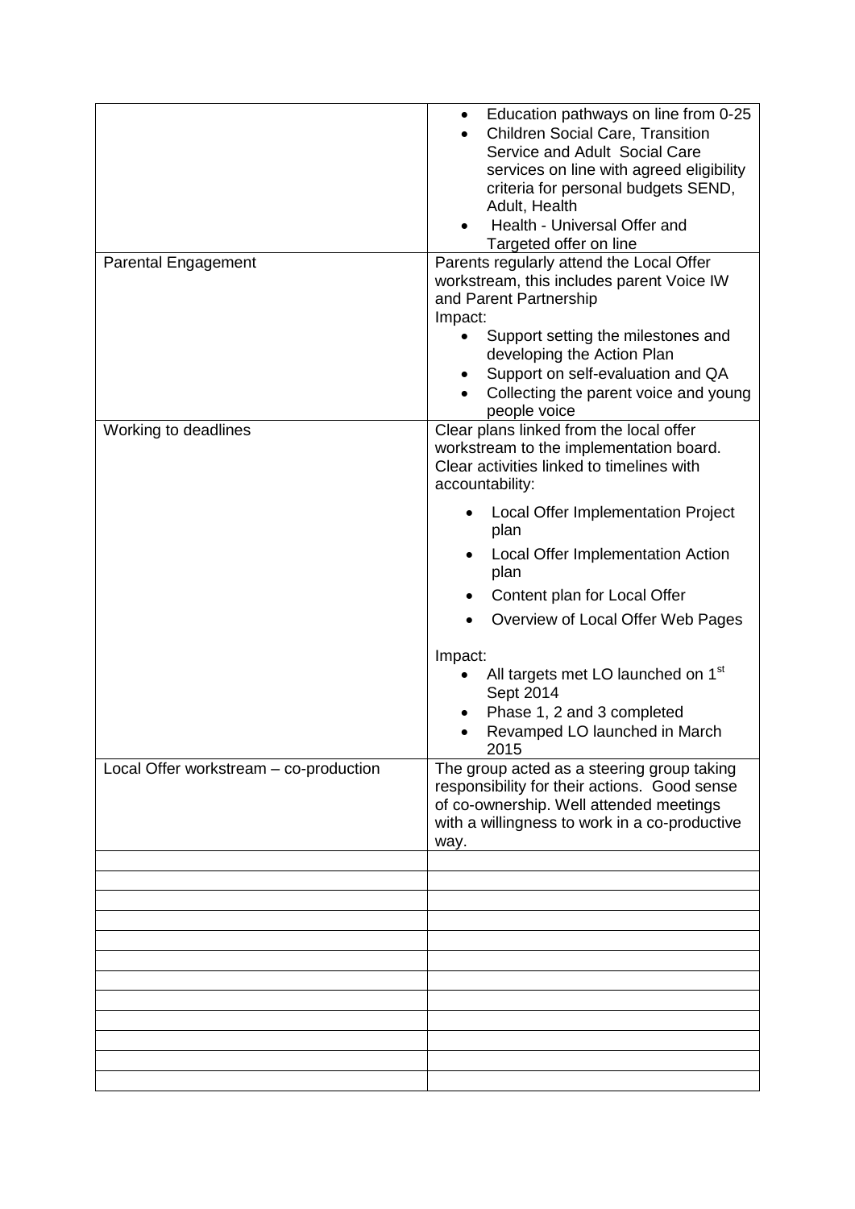| | |
|---|---|
| | <ul><li>Education pathways on line from 0-25</li><li>Children Social Care, Transition Service and Adult Social Care services on line with agreed eligibility criteria for personal budgets SEND, Adult, Health</li><li>Health - Universal Offer and Targeted offer on line</li></ul> |
| Parental Engagement | Parents regularly attend the Local Offer workstream, this includes parent Voice IW and Parent Partnership<br>Impact:<ul><li>Support setting the milestones and developing the Action Plan</li><li>Support on self-evaluation and QA</li><li>Collecting the parent voice and young people voice</li></ul> |
| Working to deadlines | Clear plans linked from the local offer workstream to the implementation board. Clear activities linked to timelines with accountability:<ul><li>Local Offer Implementation Project plan</li><li>Local Offer Implementation Action plan</li><li>Content plan for Local Offer</li><li>Overview of Local Offer Web Pages</li></ul>Impact:<ul><li>All targets met LO launched on 1st Sept 2014</li><li>Phase 1, 2 and 3 completed</li><li>Revamped LO launched in March 2015</li></ul> |
| Local Offer workstream – co-production | The group acted as a steering group taking responsibility for their actions. Good sense of co-ownership. Well attended meetings with a willingness to work in a co-productive way. |
| | |
| | |
| | |
| | |
| | |
| | |
| | |
| | |
| | |
| | |
| | |
| | |